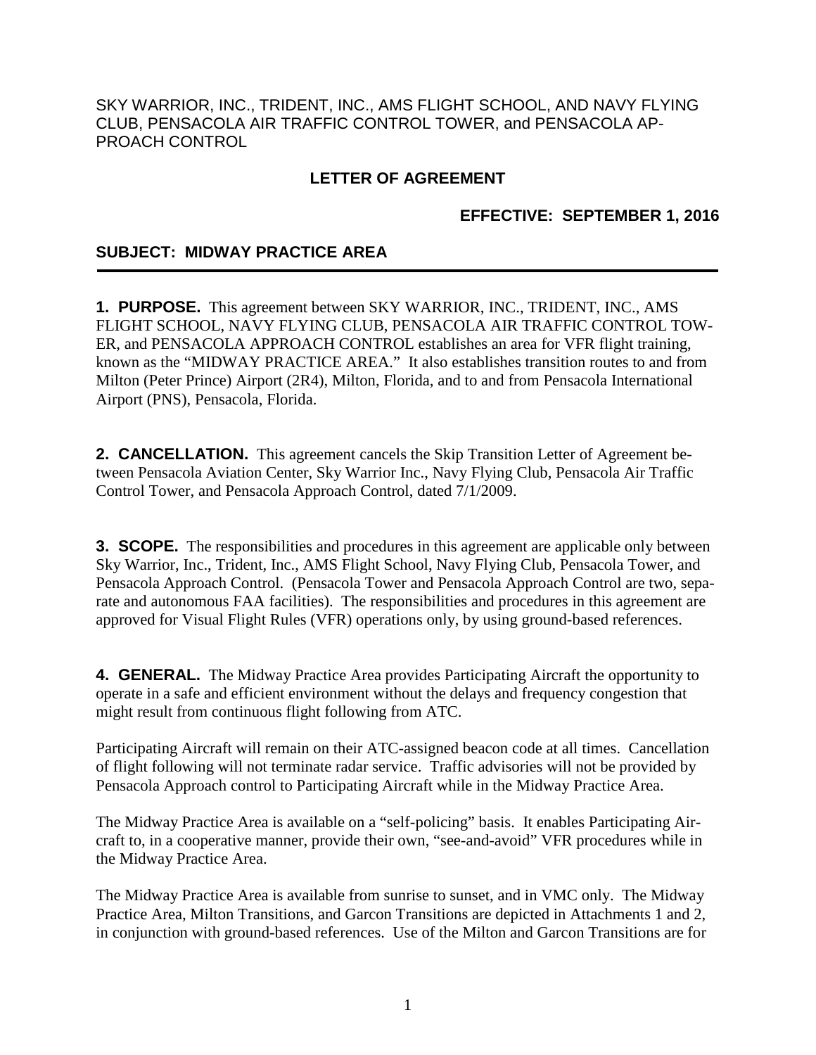SKY WARRIOR, INC., TRIDENT, INC., AMS FLIGHT SCHOOL, AND NAVY FLYING CLUB, PENSACOLA AIR TRAFFIC CONTROL TOWER, and PENSACOLA APPROACH CONTROL

## LETTER OF AGREEMENT

**EFFECTIVE: SEPTEMBER 1, 2016**

**SUBJECT: MIDWAY PRACTICE AREA**

---

**1. PURPOSE.** This agreement between SKY WARRIOR, INC., TRIDENT, INC., AMS FLIGHT SCHOOL, NAVY FLYING CLUB, PENSACOLA AIR TRAFFIC CONTROL TOWER, and PENSACOLA APPROACH CONTROL establishes an area for VFR flight training, known as the "MIDWAY PRACTICE AREA." It also establishes transition routes to and from Milton (Peter Prince) Airport (2R4), Milton, Florida, and to and from Pensacola International Airport (PNS), Pensacola, Florida.

**2. CANCELLATION.** This agreement cancels the Skip Transition Letter of Agreement between Pensacola Aviation Center, Sky Warrior Inc., Navy Flying Club, Pensacola Air Traffic Control Tower, and Pensacola Approach Control, dated 7/1/2009.

**3. SCOPE.** The responsibilities and procedures in this agreement are applicable only between Sky Warrior, Inc., Trident, Inc., AMS Flight School, Navy Flying Club, Pensacola Tower, and Pensacola Approach Control. (Pensacola Tower and Pensacola Approach Control are two, separate and autonomous FAA facilities). The responsibilities and procedures in this agreement are approved for Visual Flight Rules (VFR) operations only, by using ground-based references.

**4. GENERAL.** The Midway Practice Area provides Participating Aircraft the opportunity to operate in a safe and efficient environment without the delays and frequency congestion that might result from continuous flight following from ATC.

Participating Aircraft will remain on their ATC-assigned beacon code at all times. Cancellation of flight following will not terminate radar service. Traffic advisories will not be provided by Pensacola Approach control to Participating Aircraft while in the Midway Practice Area.

The Midway Practice Area is available on a "self-policing" basis. It enables Participating Aircraft to, in a cooperative manner, provide their own, "see-and-avoid" VFR procedures while in the Midway Practice Area.

The Midway Practice Area is available from sunrise to sunset, and in VMC only. The Midway Practice Area, Milton Transitions, and Garcon Transitions are depicted in Attachments 1 and 2, in conjunction with ground-based references. Use of the Milton and Garcon Transitions are for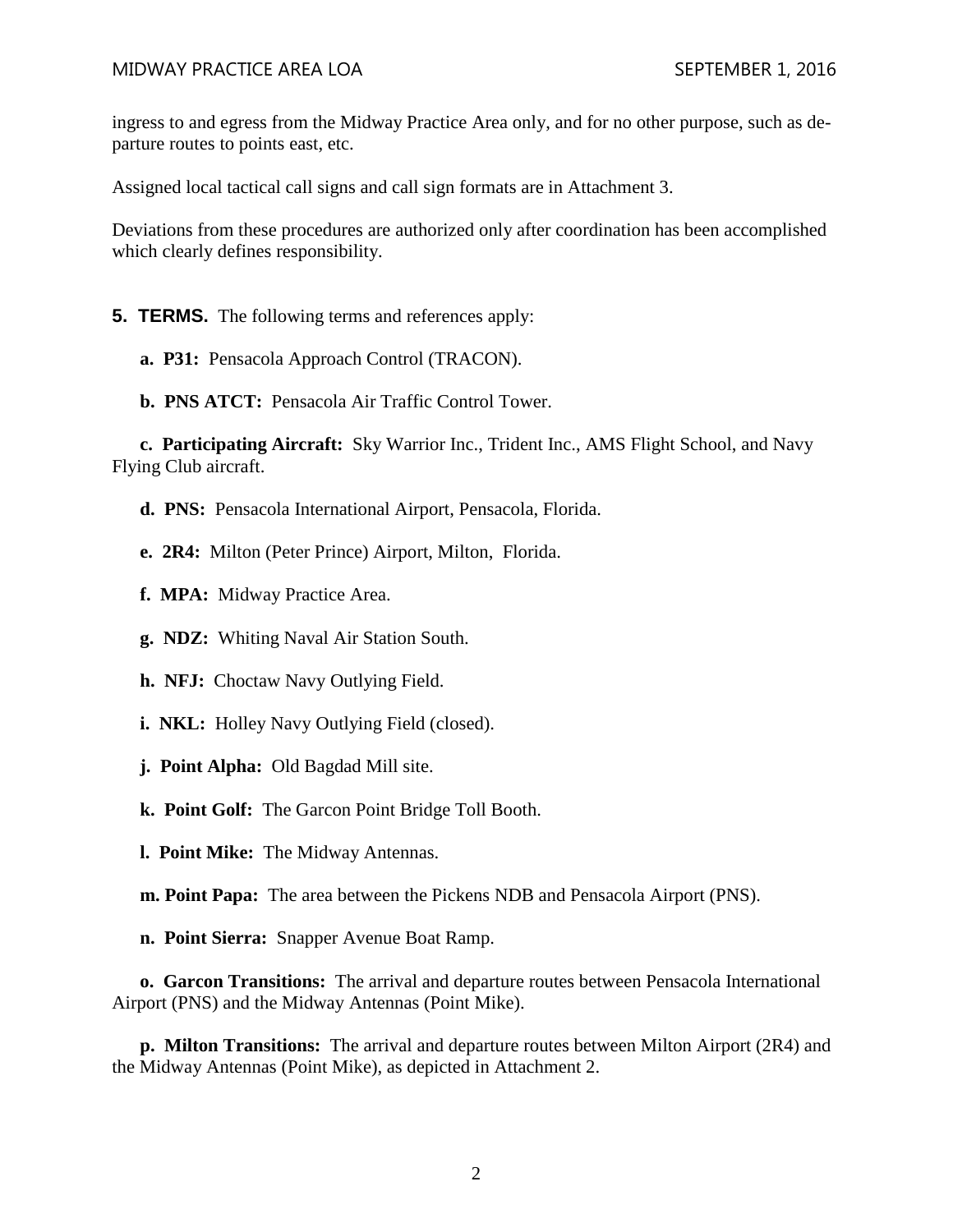ingress to and egress from the Midway Practice Area only, and for no other purpose, such as departure routes to points east, etc.

Assigned local tactical call signs and call sign formats are in Attachment 3.

Deviations from these procedures are authorized only after coordination has been accomplished which clearly defines responsibility.

**5. TERMS.** The following terms and references apply:

**a. P31:** Pensacola Approach Control (TRACON).

**b. PNS ATCT:** Pensacola Air Traffic Control Tower.

**c. Participating Aircraft:** Sky Warrior Inc., Trident Inc., AMS Flight School, and Navy Flying Club aircraft.

**d. PNS:** Pensacola International Airport, Pensacola, Florida.

**e. 2R4:** Milton (Peter Prince) Airport, Milton, Florida.

**f. MPA:** Midway Practice Area.

**g. NDZ:** Whiting Naval Air Station South.

**h. NFJ:** Choctaw Navy Outlying Field.

**i. NKL:** Holley Navy Outlying Field (closed).

**j. Point Alpha:** Old Bagdad Mill site.

**k. Point Golf:** The Garcon Point Bridge Toll Booth.

**l. Point Mike:** The Midway Antennas.

**m. Point Papa:** The area between the Pickens NDB and Pensacola Airport (PNS).

**n. Point Sierra:** Snapper Avenue Boat Ramp.

**o. Garcon Transitions:** The arrival and departure routes between Pensacola International Airport (PNS) and the Midway Antennas (Point Mike).

**p. Milton Transitions:** The arrival and departure routes between Milton Airport (2R4) and the Midway Antennas (Point Mike), as depicted in Attachment 2.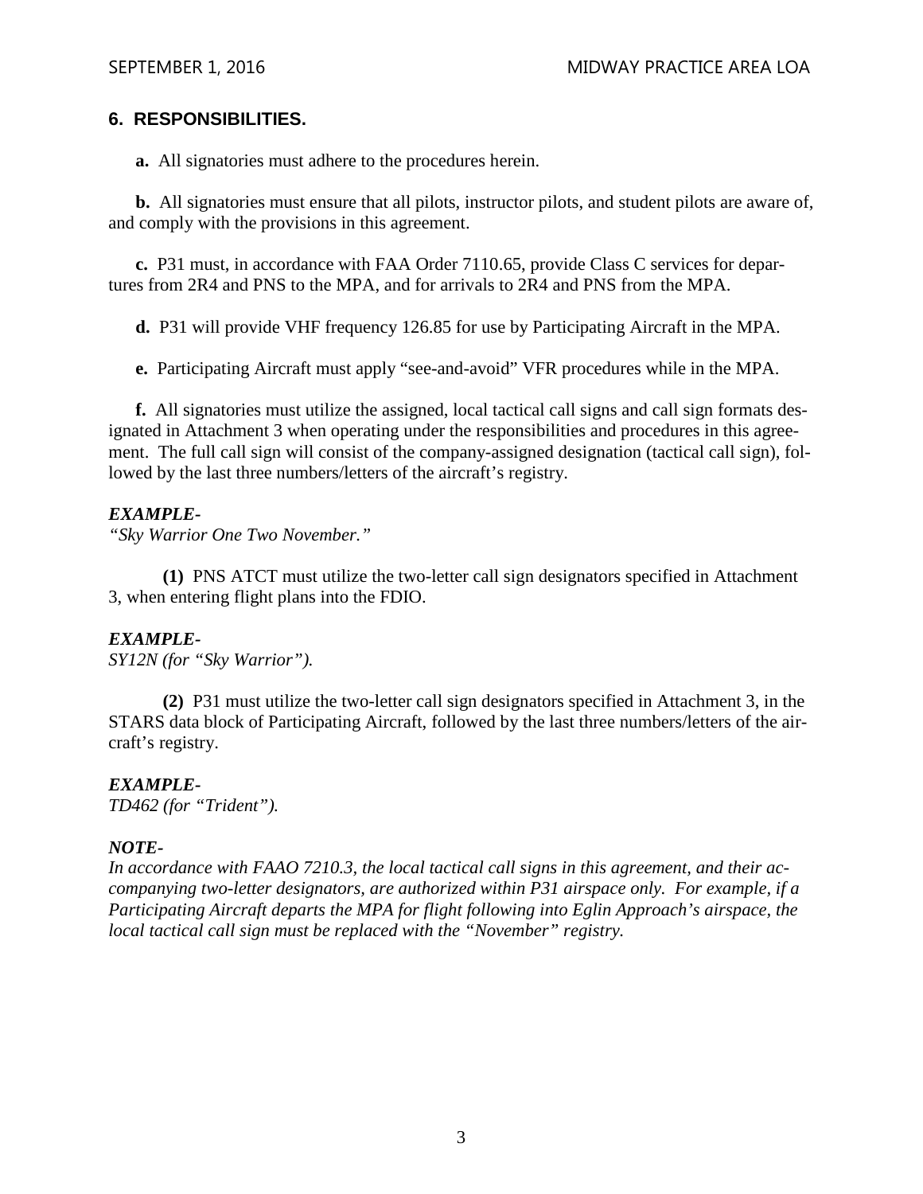## 6. RESPONSIBILITIES.

**a.** All signatories must adhere to the procedures herein.

**b.** All signatories must ensure that all pilots, instructor pilots, and student pilots are aware of, and comply with the provisions in this agreement.

**c.** P31 must, in accordance with FAA Order 7110.65, provide Class C services for departures from 2R4 and PNS to the MPA, and for arrivals to 2R4 and PNS from the MPA.

**d.** P31 will provide VHF frequency 126.85 for use by Participating Aircraft in the MPA.

**e.** Participating Aircraft must apply "see-and-avoid" VFR procedures while in the MPA.

**f.** All signatories must utilize the assigned, local tactical call signs and call sign formats designated in Attachment 3 when operating under the responsibilities and procedures in this agreement. The full call sign will consist of the company-assigned designation (tactical call sign), followed by the last three numbers/letters of the aircraft's registry.

***EXAMPLE-***
*"Sky Warrior One Two November."*

**(1)** PNS ATCT must utilize the two-letter call sign designators specified in Attachment 3, when entering flight plans into the FDIO.

***EXAMPLE-***
*SY12N (for "Sky Warrior").*

**(2)** P31 must utilize the two-letter call sign designators specified in Attachment 3, in the STARS data block of Participating Aircraft, followed by the last three numbers/letters of the aircraft's registry.

***EXAMPLE-***
*TD462 (for "Trident").*

***NOTE-***
*In accordance with FAAO 7210.3, the local tactical call signs in this agreement, and their accompanying two-letter designators, are authorized within P31 airspace only. For example, if a Participating Aircraft departs the MPA for flight following into Eglin Approach's airspace, the local tactical call sign must be replaced with the "November" registry.*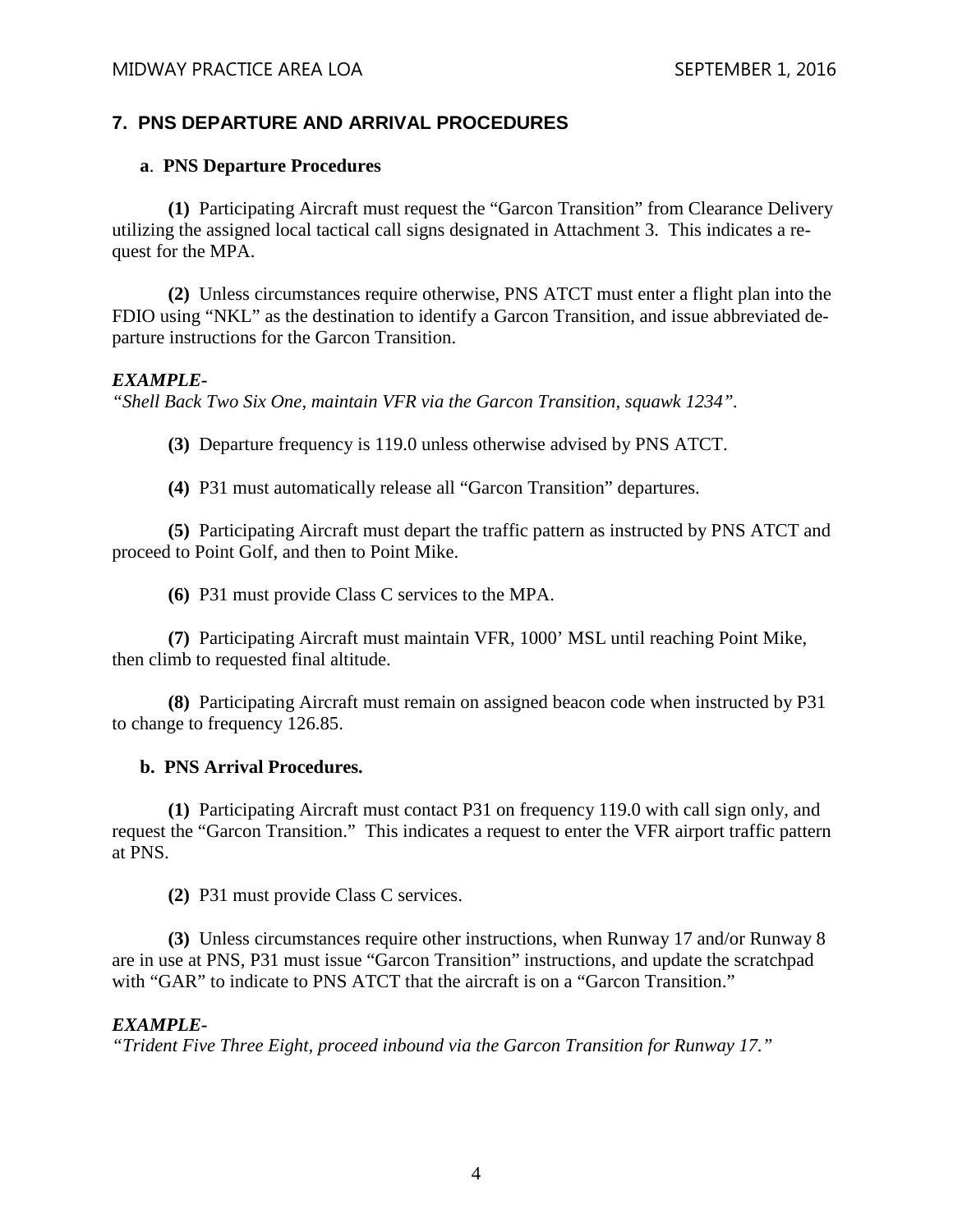## 7. PNS DEPARTURE AND ARRIVAL PROCEDURES

### a. PNS Departure Procedures

**(1)** Participating Aircraft must request the "Garcon Transition" from Clearance Delivery utilizing the assigned local tactical call signs designated in Attachment 3. This indicates a request for the MPA.

**(2)** Unless circumstances require otherwise, PNS ATCT must enter a flight plan into the FDIO using "NKL" as the destination to identify a Garcon Transition, and issue abbreviated departure instructions for the Garcon Transition.

***EXAMPLE-***
*"Shell Back Two Six One, maintain VFR via the Garcon Transition, squawk 1234".*

**(3)** Departure frequency is 119.0 unless otherwise advised by PNS ATCT.

**(4)** P31 must automatically release all "Garcon Transition" departures.

**(5)** Participating Aircraft must depart the traffic pattern as instructed by PNS ATCT and proceed to Point Golf, and then to Point Mike.

**(6)** P31 must provide Class C services to the MPA.

**(7)** Participating Aircraft must maintain VFR, 1000' MSL until reaching Point Mike, then climb to requested final altitude.

**(8)** Participating Aircraft must remain on assigned beacon code when instructed by P31 to change to frequency 126.85.

### b. PNS Arrival Procedures.

**(1)** Participating Aircraft must contact P31 on frequency 119.0 with call sign only, and request the "Garcon Transition." This indicates a request to enter the VFR airport traffic pattern at PNS.

**(2)** P31 must provide Class C services.

**(3)** Unless circumstances require other instructions, when Runway 17 and/or Runway 8 are in use at PNS, P31 must issue "Garcon Transition" instructions, and update the scratchpad with "GAR" to indicate to PNS ATCT that the aircraft is on a "Garcon Transition."

***EXAMPLE-***
*"Trident Five Three Eight, proceed inbound via the Garcon Transition for Runway 17."*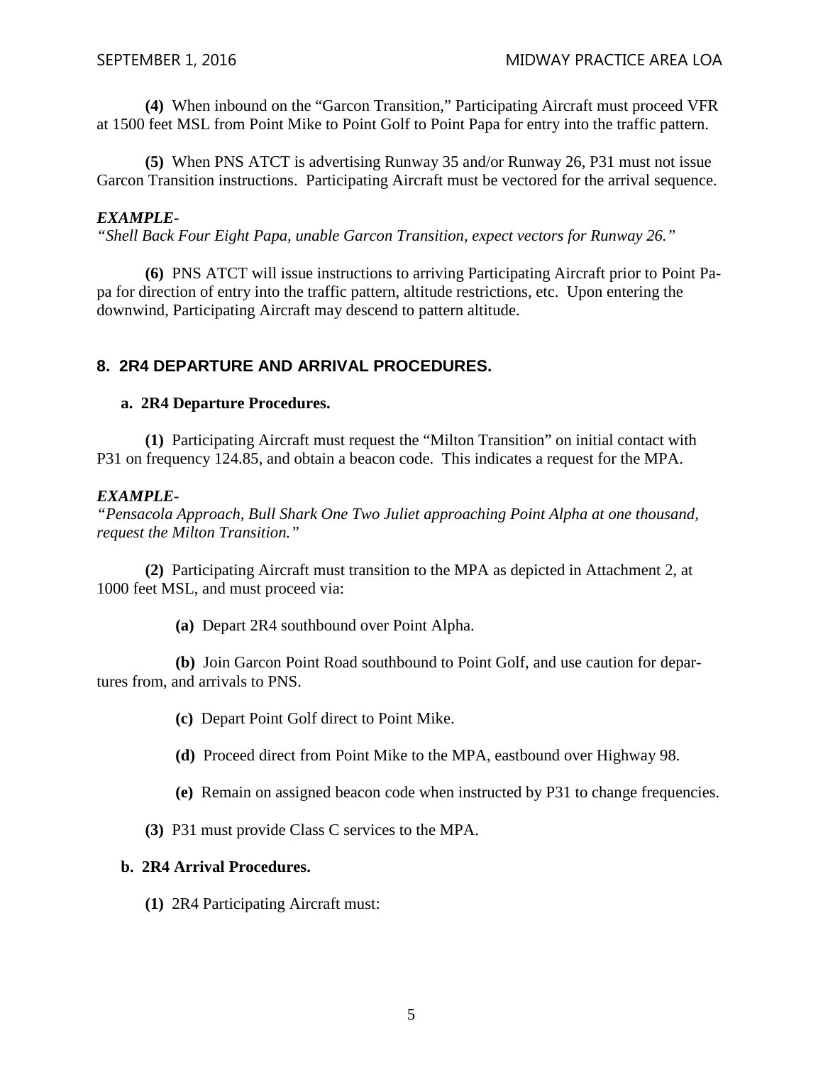**(4)** When inbound on the "Garcon Transition," Participating Aircraft must proceed VFR at 1500 feet MSL from Point Mike to Point Golf to Point Papa for entry into the traffic pattern.

**(5)** When PNS ATCT is advertising Runway 35 and/or Runway 26, P31 must not issue Garcon Transition instructions. Participating Aircraft must be vectored for the arrival sequence.

***EXAMPLE-***
*"Shell Back Four Eight Papa, unable Garcon Transition, expect vectors for Runway 26."*

**(6)** PNS ATCT will issue instructions to arriving Participating Aircraft prior to Point Papa for direction of entry into the traffic pattern, altitude restrictions, etc. Upon entering the downwind, Participating Aircraft may descend to pattern altitude.

## 8. 2R4 DEPARTURE AND ARRIVAL PROCEDURES.

### a. 2R4 Departure Procedures.

**(1)** Participating Aircraft must request the "Milton Transition" on initial contact with P31 on frequency 124.85, and obtain a beacon code. This indicates a request for the MPA.

***EXAMPLE-***
*"Pensacola Approach, Bull Shark One Two Juliet approaching Point Alpha at one thousand, request the Milton Transition."*

**(2)** Participating Aircraft must transition to the MPA as depicted in Attachment 2, at 1000 feet MSL, and must proceed via:

**(a)** Depart 2R4 southbound over Point Alpha.

**(b)** Join Garcon Point Road southbound to Point Golf, and use caution for departures from, and arrivals to PNS.

**(c)** Depart Point Golf direct to Point Mike.

**(d)** Proceed direct from Point Mike to the MPA, eastbound over Highway 98.

**(e)** Remain on assigned beacon code when instructed by P31 to change frequencies.

**(3)** P31 must provide Class C services to the MPA.

### b. 2R4 Arrival Procedures.

**(1)** 2R4 Participating Aircraft must: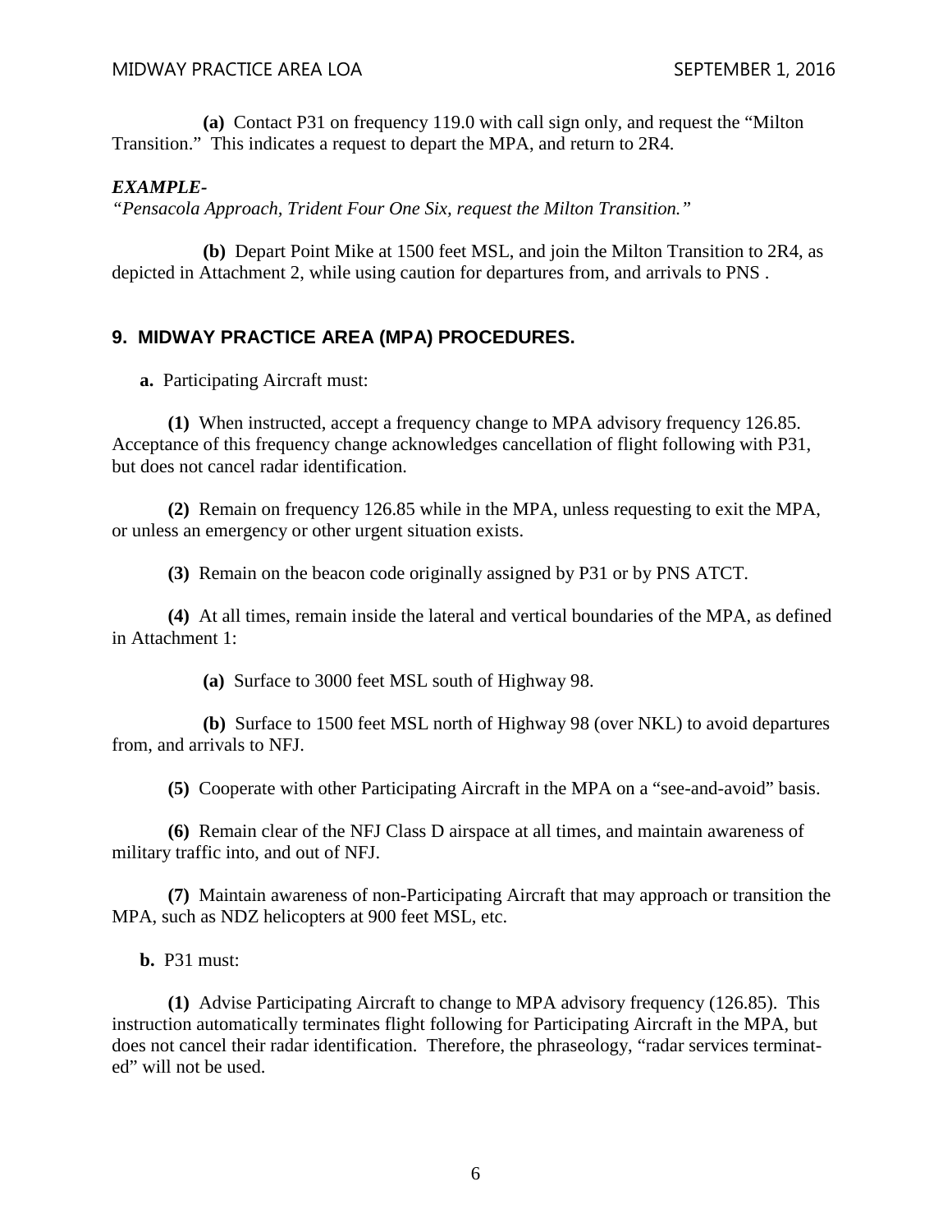**(a)** Contact P31 on frequency 119.0 with call sign only, and request the "Milton Transition." This indicates a request to depart the MPA, and return to 2R4.

***EXAMPLE-***
*"Pensacola Approach, Trident Four One Six, request the Milton Transition."*

**(b)** Depart Point Mike at 1500 feet MSL, and join the Milton Transition to 2R4, as depicted in Attachment 2, while using caution for departures from, and arrivals to PNS .

## 9. MIDWAY PRACTICE AREA (MPA) PROCEDURES.

**a.** Participating Aircraft must:

**(1)** When instructed, accept a frequency change to MPA advisory frequency 126.85. Acceptance of this frequency change acknowledges cancellation of flight following with P31, but does not cancel radar identification.

**(2)** Remain on frequency 126.85 while in the MPA, unless requesting to exit the MPA, or unless an emergency or other urgent situation exists.

**(3)** Remain on the beacon code originally assigned by P31 or by PNS ATCT.

**(4)** At all times, remain inside the lateral and vertical boundaries of the MPA, as defined in Attachment 1:

**(a)** Surface to 3000 feet MSL south of Highway 98.

**(b)** Surface to 1500 feet MSL north of Highway 98 (over NKL) to avoid departures from, and arrivals to NFJ.

**(5)** Cooperate with other Participating Aircraft in the MPA on a "see-and-avoid" basis.

**(6)** Remain clear of the NFJ Class D airspace at all times, and maintain awareness of military traffic into, and out of NFJ.

**(7)** Maintain awareness of non-Participating Aircraft that may approach or transition the MPA, such as NDZ helicopters at 900 feet MSL, etc.

**b.** P31 must:

**(1)** Advise Participating Aircraft to change to MPA advisory frequency (126.85). This instruction automatically terminates flight following for Participating Aircraft in the MPA, but does not cancel their radar identification. Therefore, the phraseology, "radar services terminated" will not be used.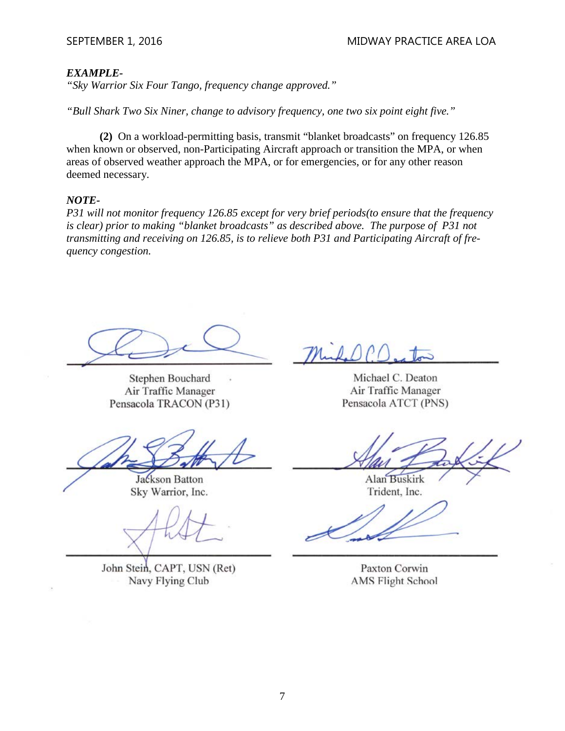***EXAMPLE-***
*"Sky Warrior Six Four Tango, frequency change approved."*

*"Bull Shark Two Six Niner, change to advisory frequency, one two six point eight five."*

**(2)** On a workload-permitting basis, transmit "blanket broadcasts" on frequency 126.85 when known or observed, non-Participating Aircraft approach or transition the MPA, or when areas of observed weather approach the MPA, or for emergencies, or for any other reason deemed necessary.

***NOTE-***
*P31 will not monitor frequency 126.85 except for very brief periods(to ensure that the frequency is clear) prior to making "blanket broadcasts" as described above. The purpose of P31 not transmitting and receiving on 126.85, is to relieve both P31 and Participating Aircraft of frequency congestion.*

Stephen Bouchard
Air Traffic Manager
Pensacola TRACON (P31)

Michael C. Deaton
Air Traffic Manager
Pensacola ATCT (PNS)

Jackson Batton
Sky Warrior, Inc.

Alan Buskirk
Trident, Inc.

John Stein, CAPT, USN (Ret)
Navy Flying Club

Paxton Corwin
AMS Flight School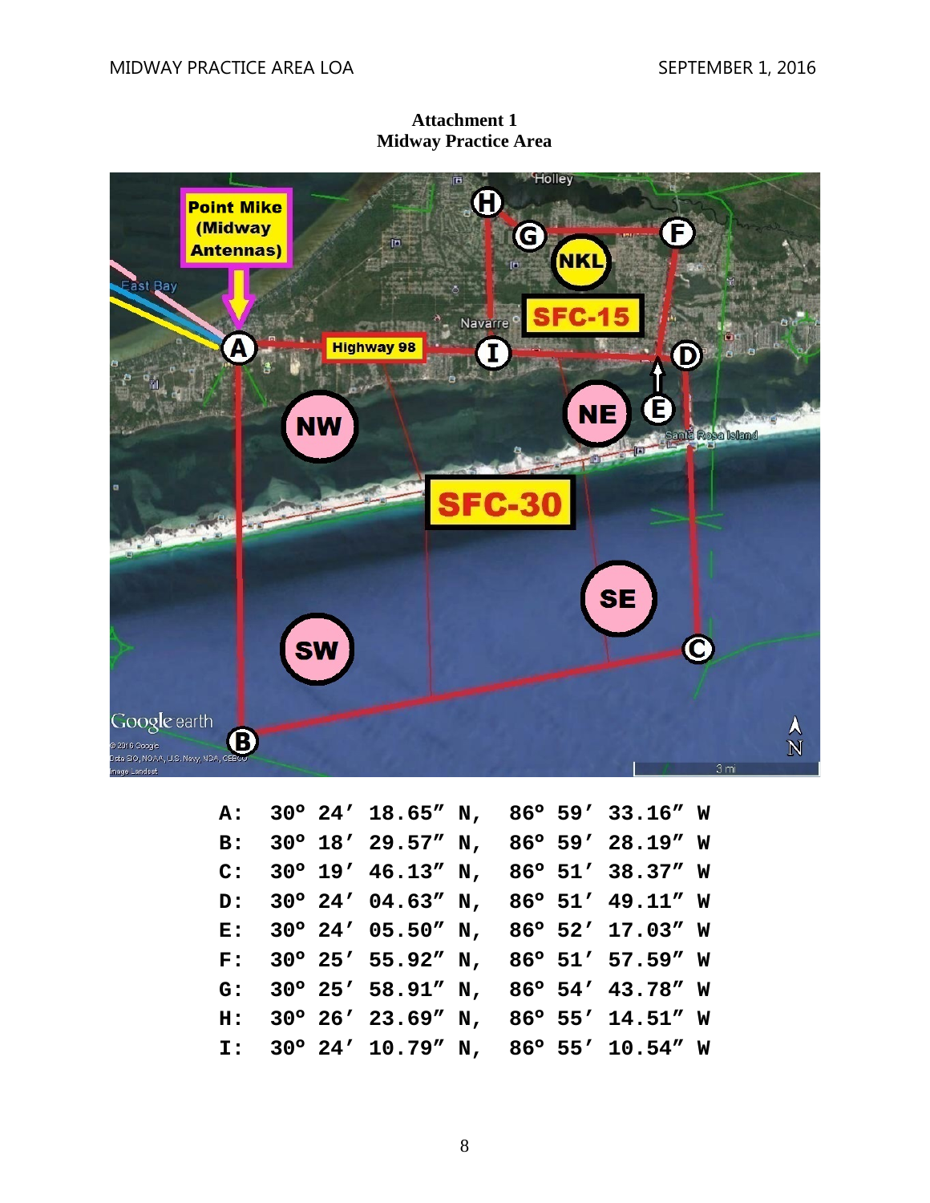**Attachment 1**
**Midway Practice Area**

```
A:  30º 24′ 18.65″ N,  86º 59′ 33.16″ W
B:  30º 18′ 29.57″ N,  86º 59′ 28.19″ W
C:  30º 19′ 46.13″ N,  86º 51′ 38.37″ W
D:  30º 24′ 04.63″ N,  86º 51′ 49.11″ W
E:  30º 24′ 05.50″ N,  86º 52′ 17.03″ W
F:  30º 25′ 55.92″ N,  86º 51′ 57.59″ W
G:  30º 25′ 58.91″ N,  86º 54′ 43.78″ W
H:  30º 26′ 23.69″ N,  86º 55′ 14.51″ W
I:  30º 24′ 10.79″ N,  86º 55′ 10.54″ W
```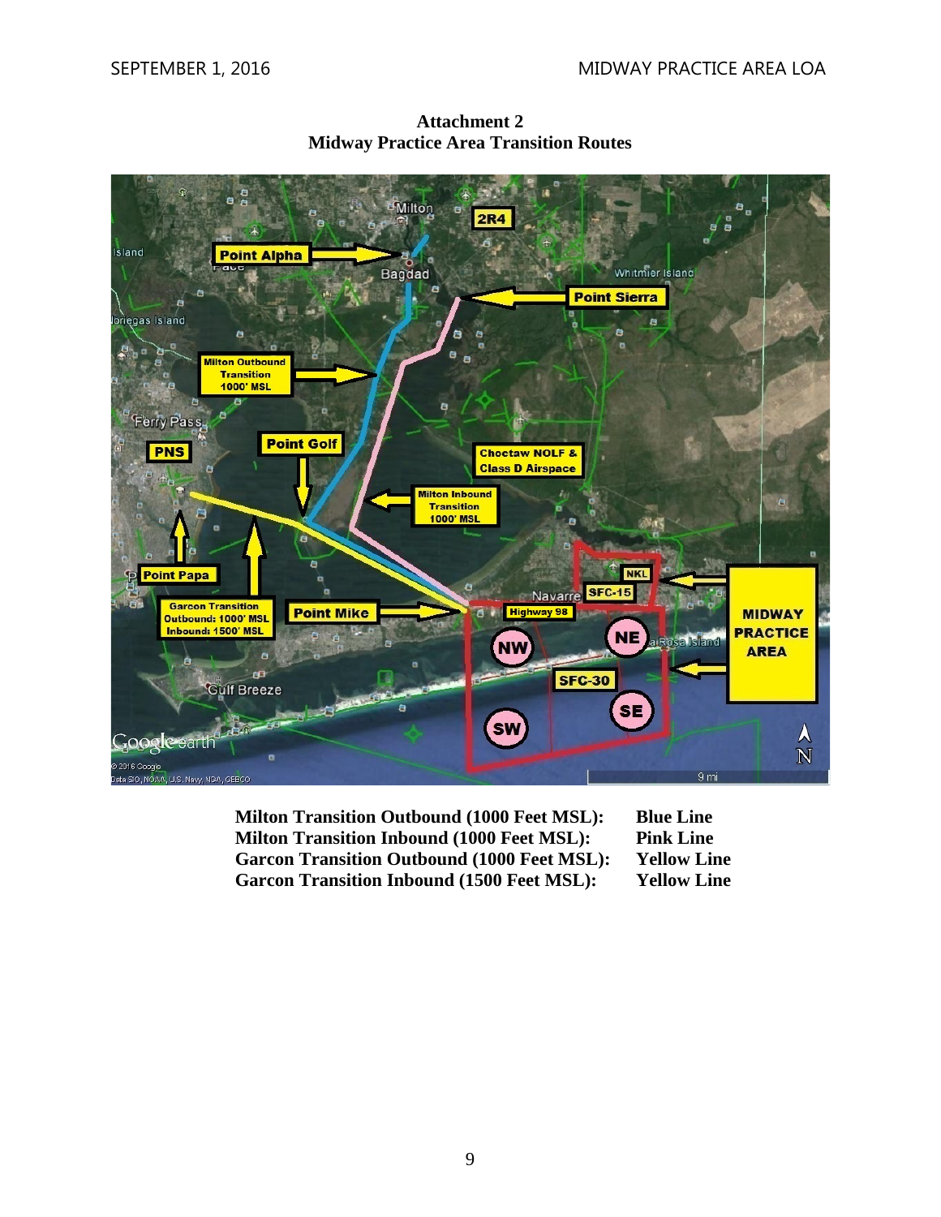**Attachment 2**
**Midway Practice Area Transition Routes**

**Milton Transition Outbound (1000 Feet MSL):** **Blue Line**
**Milton Transition Inbound (1000 Feet MSL):** **Pink Line**
**Garcon Transition Outbound (1000 Feet MSL):** **Yellow Line**
**Garcon Transition Inbound (1500 Feet MSL):** **Yellow Line**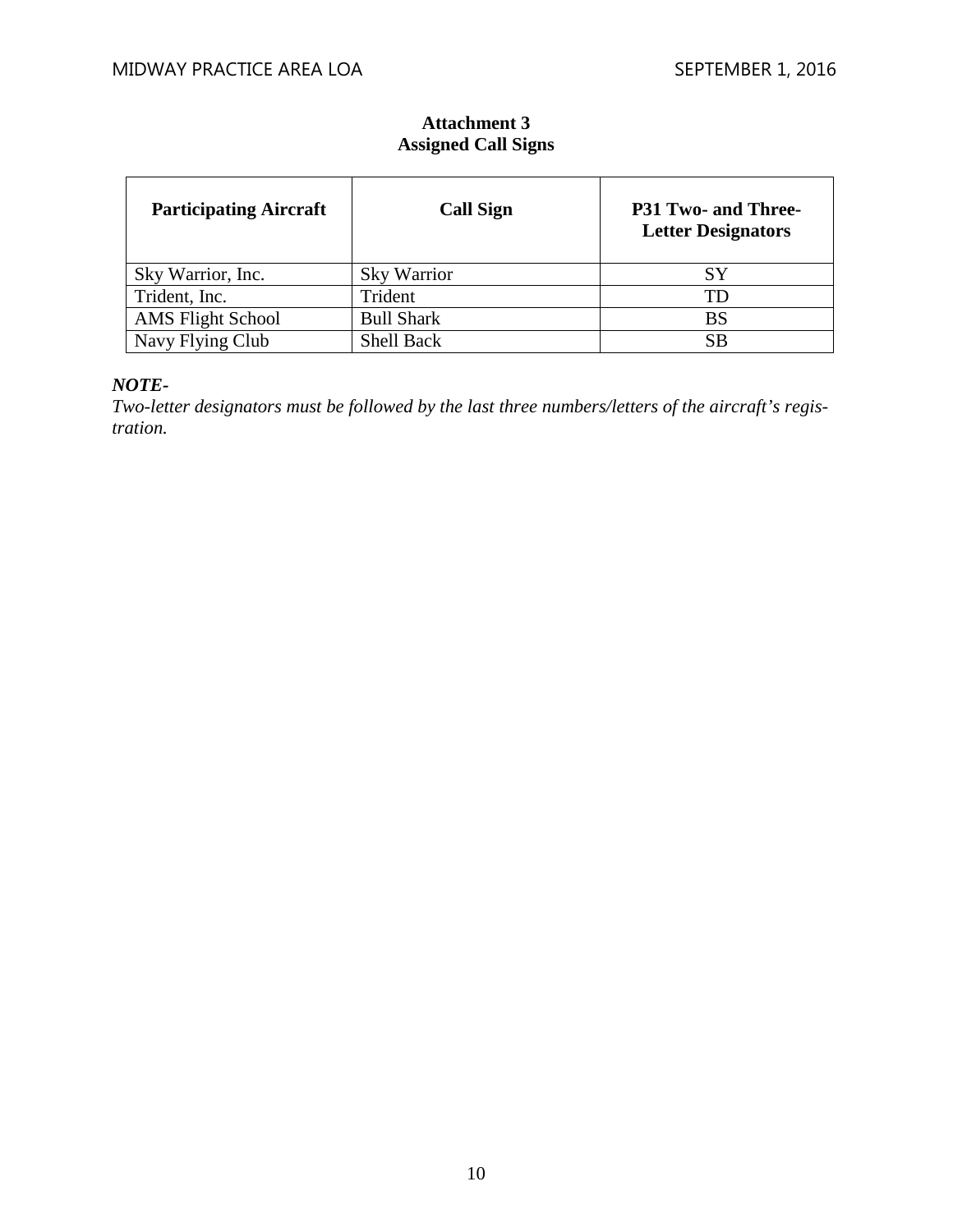## Attachment 3
## Assigned Call Signs

| Participating Aircraft | Call Sign | P31 Two- and Three-Letter Designators |
|---|---|---|
| Sky Warrior, Inc. | Sky Warrior | SY |
| Trident, Inc. | Trident | TD |
| AMS Flight School | Bull Shark | BS |
| Navy Flying Club | Shell Back | SB |

***NOTE-***
*Two-letter designators must be followed by the last three numbers/letters of the aircraft's registration.*